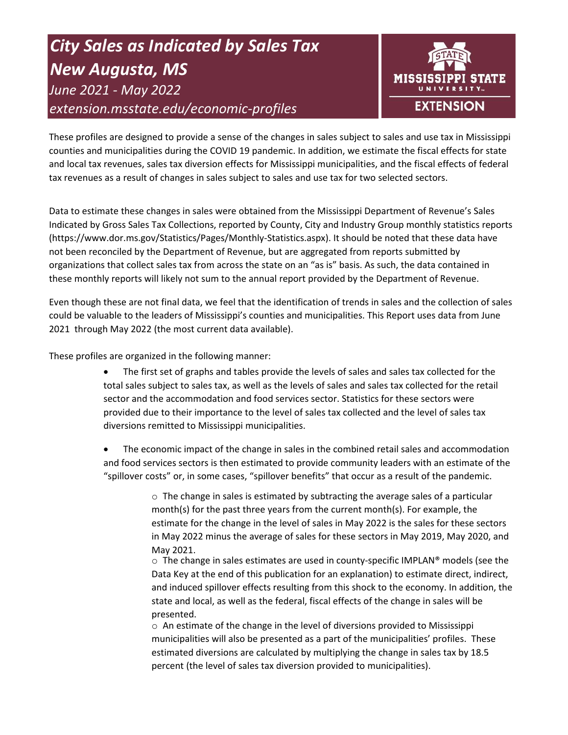# *City Sales as Indicated by Sales Tax*
# *New Augusta, MS*

*June 2021 - May 2022*

*extension.msstate.edu/economic-profiles*

MISSISSIPPI STATE UNIVERSITY EXTENSION

These profiles are designed to provide a sense of the changes in sales subject to sales and use tax in Mississippi counties and municipalities during the COVID 19 pandemic. In addition, we estimate the fiscal effects for state and local tax revenues, sales tax diversion effects for Mississippi municipalities, and the fiscal effects of federal tax revenues as a result of changes in sales subject to sales and use tax for two selected sectors.

Data to estimate these changes in sales were obtained from the Mississippi Department of Revenue's Sales Indicated by Gross Sales Tax Collections, reported by County, City and Industry Group monthly statistics reports (https://www.dor.ms.gov/Statistics/Pages/Monthly-Statistics.aspx). It should be noted that these data have not been reconciled by the Department of Revenue, but are aggregated from reports submitted by organizations that collect sales tax from across the state on an "as is" basis. As such, the data contained in these monthly reports will likely not sum to the annual report provided by the Department of Revenue.

Even though these are not final data, we feel that the identification of trends in sales and the collection of sales could be valuable to the leaders of Mississippi's counties and municipalities. This Report uses data from June 2021 through May 2022 (the most current data available).

These profiles are organized in the following manner:

- The first set of graphs and tables provide the levels of sales and sales tax collected for the total sales subject to sales tax, as well as the levels of sales and sales tax collected for the retail sector and the accommodation and food services sector. Statistics for these sectors were provided due to their importance to the level of sales tax collected and the level of sales tax diversions remitted to Mississippi municipalities.
- The economic impact of the change in sales in the combined retail sales and accommodation and food services sectors is then estimated to provide community leaders with an estimate of the "spillover costs" or, in some cases, "spillover benefits" that occur as a result of the pandemic.
  - The change in sales is estimated by subtracting the average sales of a particular month(s) for the past three years from the current month(s). For example, the estimate for the change in the level of sales in May 2022 is the sales for these sectors in May 2022 minus the average of sales for these sectors in May 2019, May 2020, and May 2021.
  - The change in sales estimates are used in county-specific IMPLAN® models (see the Data Key at the end of this publication for an explanation) to estimate direct, indirect, and induced spillover effects resulting from this shock to the economy. In addition, the state and local, as well as the federal, fiscal effects of the change in sales will be presented.
  - An estimate of the change in the level of diversions provided to Mississippi municipalities will also be presented as a part of the municipalities' profiles. These estimated diversions are calculated by multiplying the change in sales tax by 18.5 percent (the level of sales tax diversion provided to municipalities).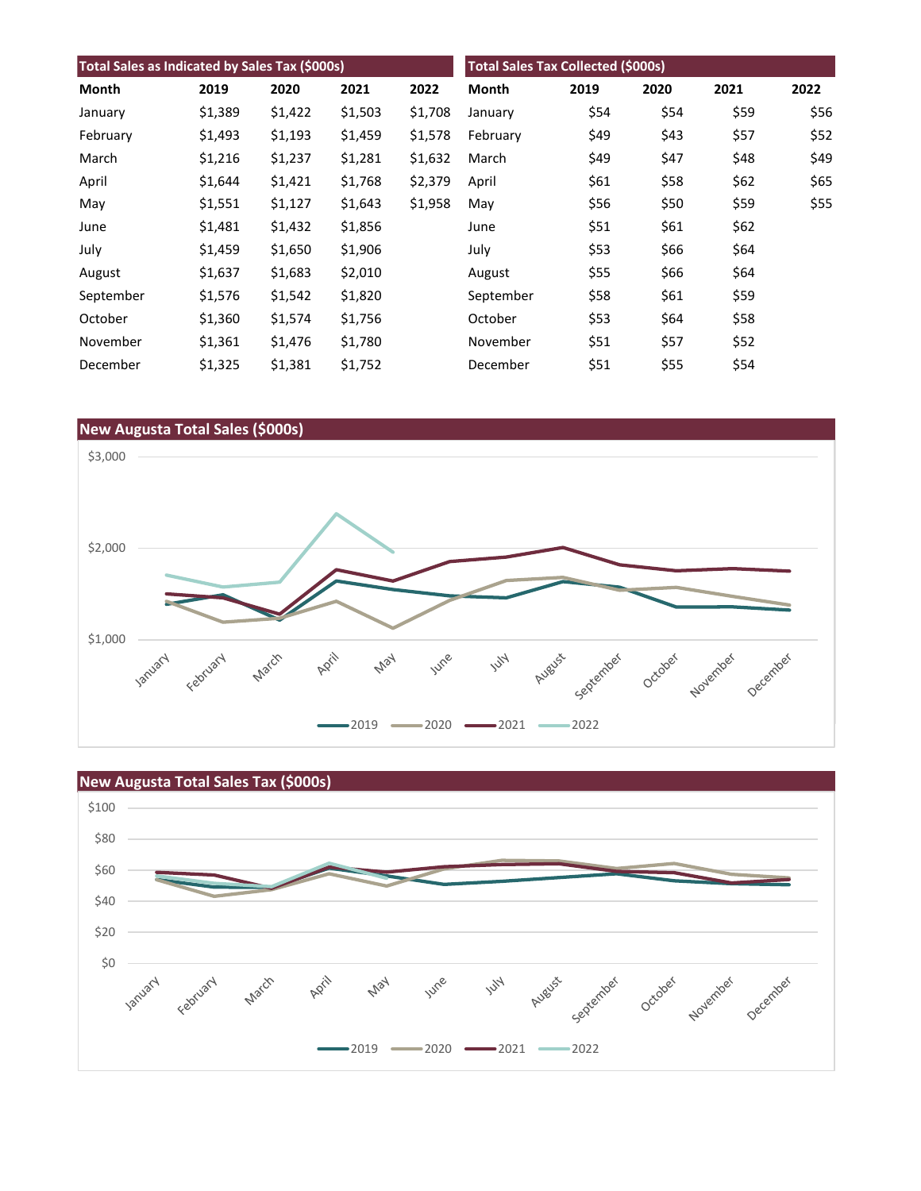## Total Sales as Indicated by Sales Tax ($000s)

| Month | 2019 | 2020 | 2021 | 2022 |
|---|---|---|---|---|
| January | $1,389 | $1,422 | $1,503 | $1,708 |
| February | $1,493 | $1,193 | $1,459 | $1,578 |
| March | $1,216 | $1,237 | $1,281 | $1,632 |
| April | $1,644 | $1,421 | $1,768 | $2,379 |
| May | $1,551 | $1,127 | $1,643 | $1,958 |
| June | $1,481 | $1,432 | $1,856 | |
| July | $1,459 | $1,650 | $1,906 | |
| August | $1,637 | $1,683 | $2,010 | |
| September | $1,576 | $1,542 | $1,820 | |
| October | $1,360 | $1,574 | $1,756 | |
| November | $1,361 | $1,476 | $1,780 | |
| December | $1,325 | $1,381 | $1,752 | |

## Total Sales Tax Collected ($000s)

| Month | 2019 | 2020 | 2021 | 2022 |
|---|---|---|---|---|
| January | $54 | $54 | $59 | $56 |
| February | $49 | $43 | $57 | $52 |
| March | $49 | $47 | $48 | $49 |
| April | $61 | $58 | $62 | $65 |
| May | $56 | $50 | $59 | $55 |
| June | $51 | $61 | $62 | |
| July | $53 | $66 | $64 | |
| August | $55 | $66 | $64 | |
| September | $58 | $61 | $59 | |
| October | $53 | $64 | $58 | |
| November | $51 | $57 | $52 | |
| December | $51 | $55 | $54 | |

## New Augusta Total Sales ($000s)

## New Augusta Total Sales Tax ($000s)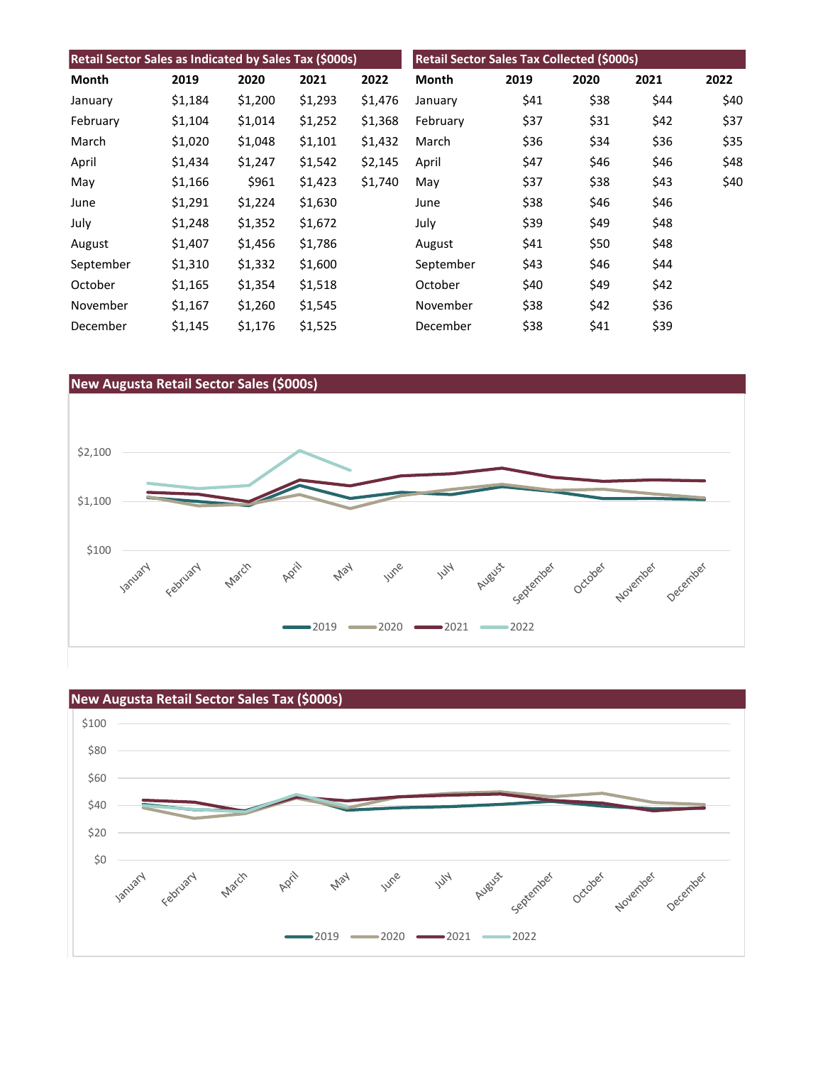## Retail Sector Sales as Indicated by Sales Tax ($000s)

| Month | 2019 | 2020 | 2021 | 2022 |
|---|---|---|---|---|
| January | $1,184 | $1,200 | $1,293 | $1,476 |
| February | $1,104 | $1,014 | $1,252 | $1,368 |
| March | $1,020 | $1,048 | $1,101 | $1,432 |
| April | $1,434 | $1,247 | $1,542 | $2,145 |
| May | $1,166 | $961 | $1,423 | $1,740 |
| June | $1,291 | $1,224 | $1,630 | |
| July | $1,248 | $1,352 | $1,672 | |
| August | $1,407 | $1,456 | $1,786 | |
| September | $1,310 | $1,332 | $1,600 | |
| October | $1,165 | $1,354 | $1,518 | |
| November | $1,167 | $1,260 | $1,545 | |
| December | $1,145 | $1,176 | $1,525 | |

## Retail Sector Sales Tax Collected ($000s)

| Month | 2019 | 2020 | 2021 | 2022 |
|---|---|---|---|---|
| January | $41 | $38 | $44 | $40 |
| February | $37 | $31 | $42 | $37 |
| March | $36 | $34 | $36 | $35 |
| April | $47 | $46 | $46 | $48 |
| May | $37 | $38 | $43 | $40 |
| June | $38 | $46 | $46 | |
| July | $39 | $49 | $48 | |
| August | $41 | $50 | $48 | |
| September | $43 | $46 | $44 | |
| October | $40 | $49 | $42 | |
| November | $38 | $42 | $36 | |
| December | $38 | $41 | $39 | |

## New Augusta Retail Sector Sales ($000s)

## New Augusta Retail Sector Sales Tax ($000s)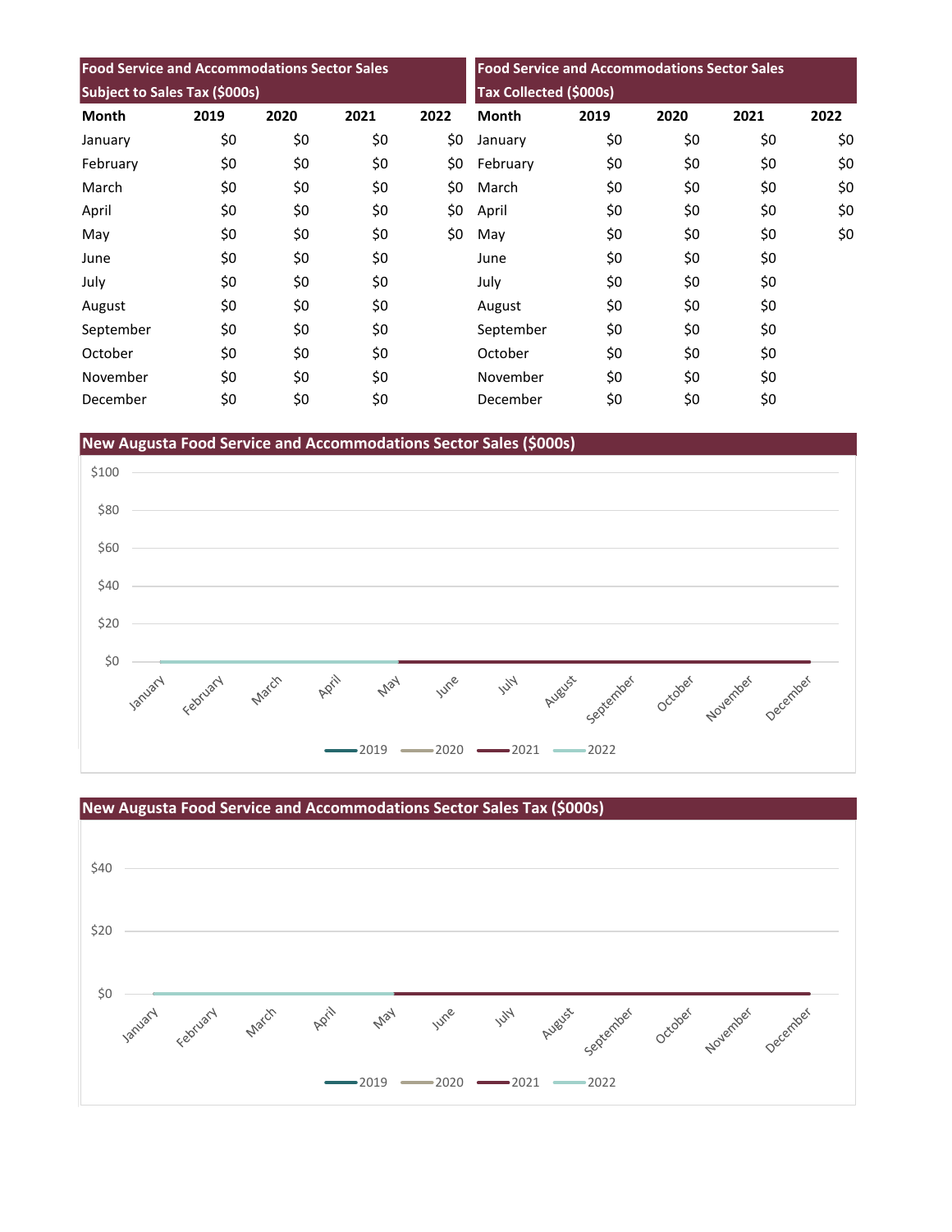| Food Service and Accommodations Sector Sales Subject to Sales Tax ($000s) | | | | |
|---|---|---|---|---|
| Month | 2019 | 2020 | 2021 | 2022 |
| January | $0 | $0 | $0 | $0 |
| February | $0 | $0 | $0 | $0 |
| March | $0 | $0 | $0 | $0 |
| April | $0 | $0 | $0 | $0 |
| May | $0 | $0 | $0 | $0 |
| June | $0 | $0 | $0 | |
| July | $0 | $0 | $0 | |
| August | $0 | $0 | $0 | |
| September | $0 | $0 | $0 | |
| October | $0 | $0 | $0 | |
| November | $0 | $0 | $0 | |
| December | $0 | $0 | $0 | |

| Food Service and Accommodations Sector Sales Tax Collected ($000s) | | | | |
|---|---|---|---|---|
| Month | 2019 | 2020 | 2021 | 2022 |
| January | $0 | $0 | $0 | $0 |
| February | $0 | $0 | $0 | $0 |
| March | $0 | $0 | $0 | $0 |
| April | $0 | $0 | $0 | $0 |
| May | $0 | $0 | $0 | $0 |
| June | $0 | $0 | $0 | |
| July | $0 | $0 | $0 | |
| August | $0 | $0 | $0 | |
| September | $0 | $0 | $0 | |
| October | $0 | $0 | $0 | |
| November | $0 | $0 | $0 | |
| December | $0 | $0 | $0 | |

## New Augusta Food Service and Accommodations Sector Sales ($000s)

## New Augusta Food Service and Accommodations Sector Sales Tax ($000s)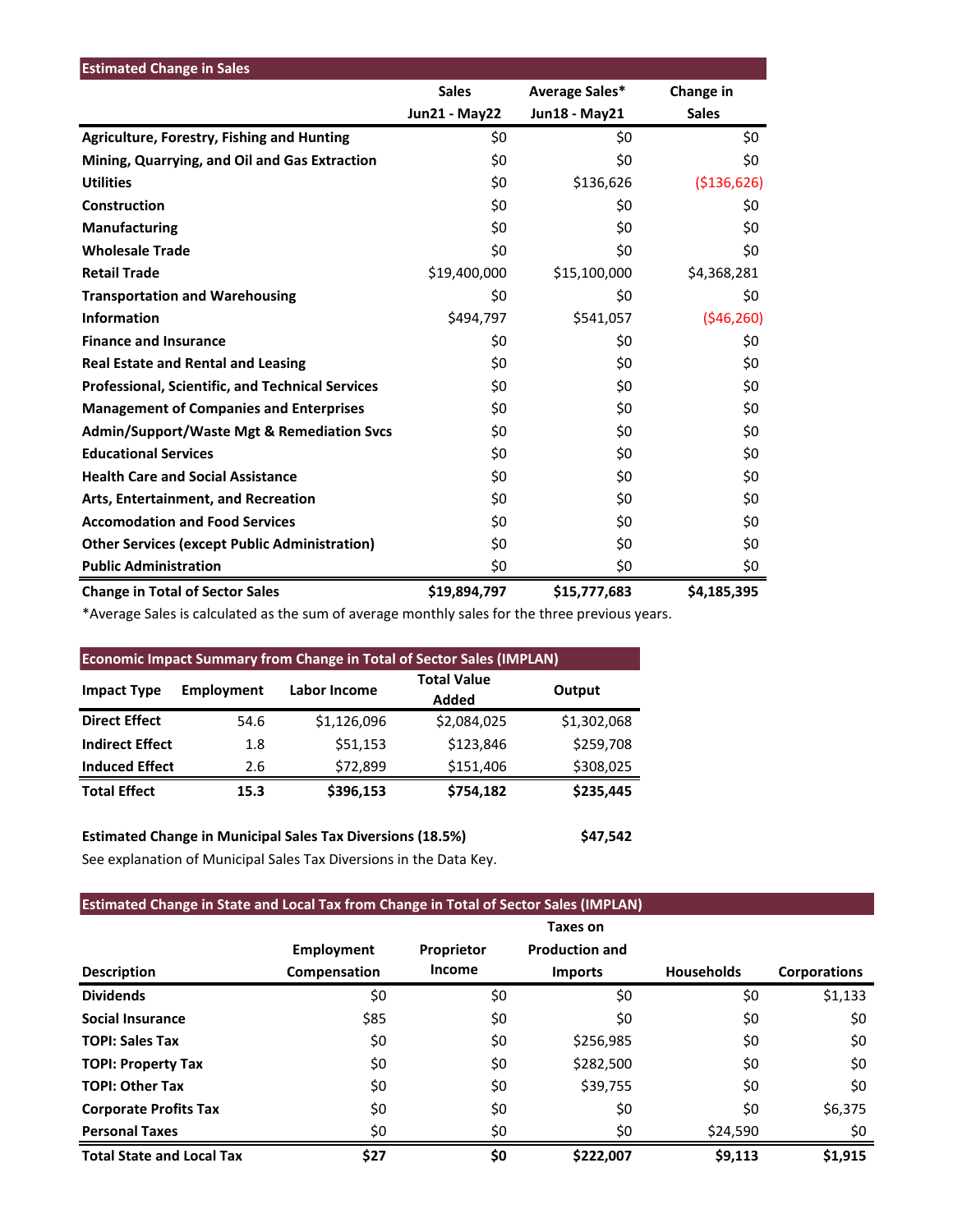## Estimated Change in Sales

| | Sales Jun21 - May22 | Average Sales* Jun18 - May21 | Change in Sales |
|---|---|---|---|
| **Agriculture, Forestry, Fishing and Hunting** | $0 | $0 | $0 |
| **Mining, Quarrying, and Oil and Gas Extraction** | $0 | $0 | $0 |
| **Utilities** | $0 | $136,626 | ($136,626) |
| **Construction** | $0 | $0 | $0 |
| **Manufacturing** | $0 | $0 | $0 |
| **Wholesale Trade** | $0 | $0 | $0 |
| **Retail Trade** | $19,400,000 | $15,100,000 | $4,368,281 |
| **Transportation and Warehousing** | $0 | $0 | $0 |
| **Information** | $494,797 | $541,057 | ($46,260) |
| **Finance and Insurance** | $0 | $0 | $0 |
| **Real Estate and Rental and Leasing** | $0 | $0 | $0 |
| **Professional, Scientific, and Technical Services** | $0 | $0 | $0 |
| **Management of Companies and Enterprises** | $0 | $0 | $0 |
| **Admin/Support/Waste Mgt & Remediation Svcs** | $0 | $0 | $0 |
| **Educational Services** | $0 | $0 | $0 |
| **Health Care and Social Assistance** | $0 | $0 | $0 |
| **Arts, Entertainment, and Recreation** | $0 | $0 | $0 |
| **Accomodation and Food Services** | $0 | $0 | $0 |
| **Other Services (except Public Administration)** | $0 | $0 | $0 |
| **Public Administration** | $0 | $0 | $0 |
| **Change in Total of Sector Sales** | **$19,894,797** | **$15,777,683** | **$4,185,395** |

*Average Sales is calculated as the sum of average monthly sales for the three previous years.

## Economic Impact Summary from Change in Total of Sector Sales (IMPLAN)

| Impact Type | Employment | Labor Income | Total Value Added | Output |
|---|---|---|---|---|
| **Direct Effect** | 54.6 | $1,126,096 | $2,084,025 | $1,302,068 |
| **Indirect Effect** | 1.8 | $51,153 | $123,846 | $259,708 |
| **Induced Effect** | 2.6 | $72,899 | $151,406 | $308,025 |
| **Total Effect** | **15.3** | **$396,153** | **$754,182** | **$235,445** |

**Estimated Change in Municipal Sales Tax Diversions (18.5%)** **$47,542**

See explanation of Municipal Sales Tax Diversions in the Data Key.

## Estimated Change in State and Local Tax from Change in Total of Sector Sales (IMPLAN)

| Description | Employment Compensation | Proprietor Income | Taxes on Production and Imports | Households | Corporations |
|---|---|---|---|---|---|
| **Dividends** | $0 | $0 | $0 | $0 | $1,133 |
| **Social Insurance** | $85 | $0 | $0 | $0 | $0 |
| **TOPI: Sales Tax** | $0 | $0 | $256,985 | $0 | $0 |
| **TOPI: Property Tax** | $0 | $0 | $282,500 | $0 | $0 |
| **TOPI: Other Tax** | $0 | $0 | $39,755 | $0 | $0 |
| **Corporate Profits Tax** | $0 | $0 | $0 | $0 | $6,375 |
| **Personal Taxes** | $0 | $0 | $0 | $24,590 | $0 |
| **Total State and Local Tax** | **$27** | **$0** | **$222,007** | **$9,113** | **$1,915** |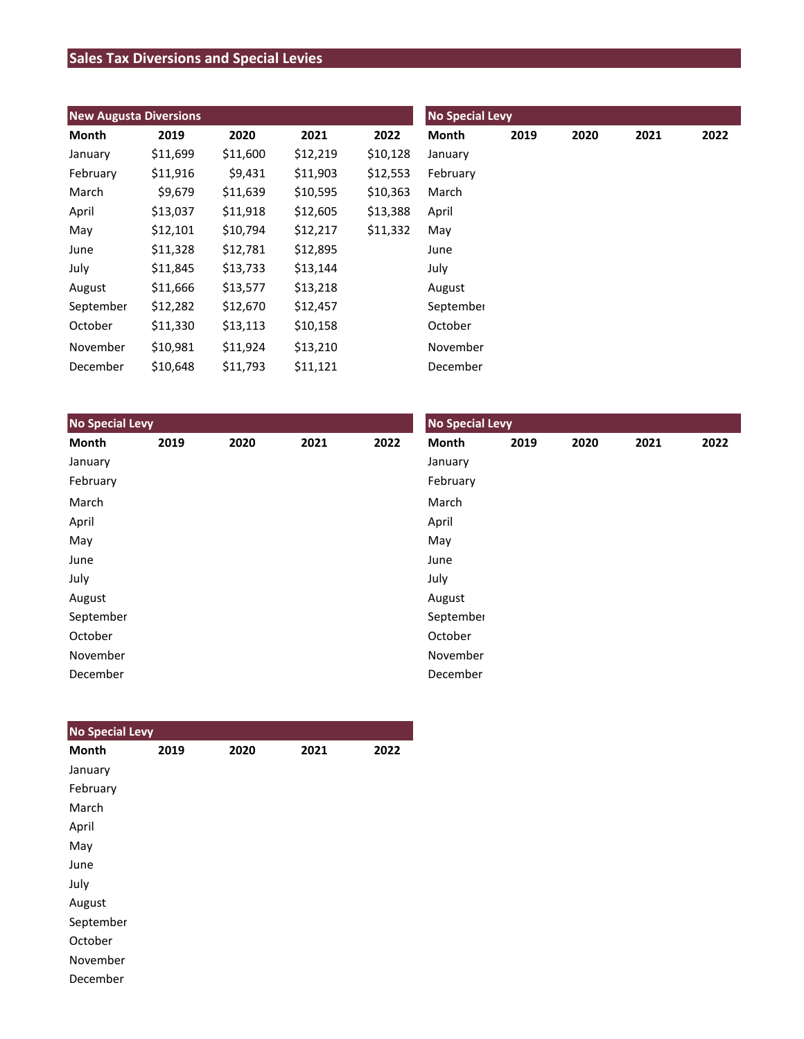## Sales Tax Diversions and Special Levies

**New Augusta Diversions**

| Month | 2019 | 2020 | 2021 | 2022 |
|---|---|---|---|---|
| January | $11,699 | $11,600 | $12,219 | $10,128 |
| February | $11,916 | $9,431 | $11,903 | $12,553 |
| March | $9,679 | $11,639 | $10,595 | $10,363 |
| April | $13,037 | $11,918 | $12,605 | $13,388 |
| May | $12,101 | $10,794 | $12,217 | $11,332 |
| June | $11,328 | $12,781 | $12,895 | |
| July | $11,845 | $13,733 | $13,144 | |
| August | $11,666 | $13,577 | $13,218 | |
| September | $12,282 | $12,670 | $12,457 | |
| October | $11,330 | $13,113 | $10,158 | |
| November | $10,981 | $11,924 | $13,210 | |
| December | $10,648 | $11,793 | $11,121 | |

**No Special Levy**

| Month | 2019 | 2020 | 2021 | 2022 |
|---|---|---|---|---|
| January | | | | |
| February | | | | |
| March | | | | |
| April | | | | |
| May | | | | |
| June | | | | |
| July | | | | |
| August | | | | |
| September | | | | |
| October | | | | |
| November | | | | |
| December | | | | |

**No Special Levy**

| Month | 2019 | 2020 | 2021 | 2022 |
|---|---|---|---|---|
| January | | | | |
| February | | | | |
| March | | | | |
| April | | | | |
| May | | | | |
| June | | | | |
| July | | | | |
| August | | | | |
| September | | | | |
| October | | | | |
| November | | | | |
| December | | | | |

**No Special Levy**

| Month | 2019 | 2020 | 2021 | 2022 |
|---|---|---|---|---|
| January | | | | |
| February | | | | |
| March | | | | |
| April | | | | |
| May | | | | |
| June | | | | |
| July | | | | |
| August | | | | |
| September | | | | |
| October | | | | |
| November | | | | |
| December | | | | |

**No Special Levy**

| Month | 2019 | 2020 | 2021 | 2022 |
|---|---|---|---|---|
| January | | | | |
| February | | | | |
| March | | | | |
| April | | | | |
| May | | | | |
| June | | | | |
| July | | | | |
| August | | | | |
| September | | | | |
| October | | | | |
| November | | | | |
| December | | | | |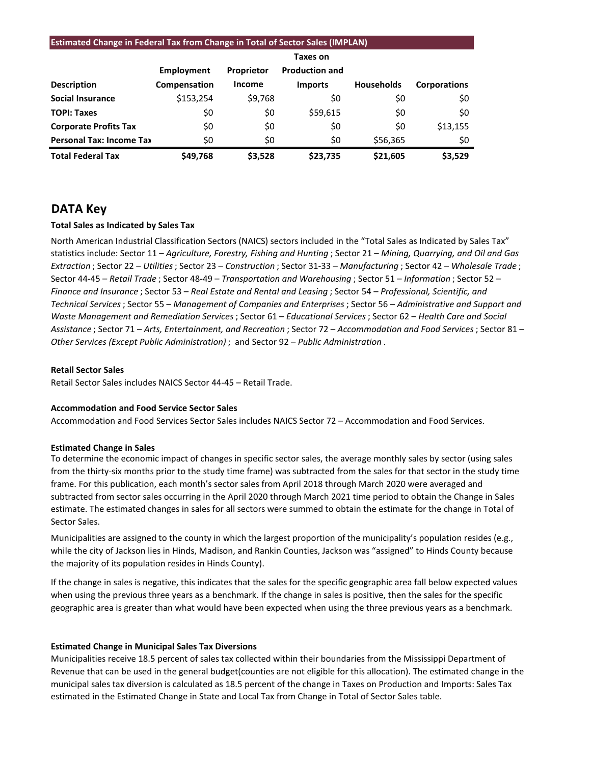**Estimated Change in Federal Tax from Change in Total of Sector Sales (IMPLAN)**

| Description | Employment Compensation | Proprietor Income | Taxes on Production and Imports | Households | Corporations |
|---|---|---|---|---|---|
| **Social Insurance** | $153,254 | $9,768 | $0 | $0 | $0 |
| **TOPI: Taxes** | $0 | $0 | $59,615 | $0 | $0 |
| **Corporate Profits Tax** | $0 | $0 | $0 | $0 | $13,155 |
| **Personal Tax: Income Tax** | $0 | $0 | $0 | $56,365 | $0 |
| **Total Federal Tax** | **$49,768** | **$3,528** | **$23,735** | **$21,605** | **$3,529** |

## DATA Key

**Total Sales as Indicated by Sales Tax**

North American Industrial Classification Sectors (NAICS) sectors included in the "Total Sales as Indicated by Sales Tax" statistics include: Sector 11 – *Agriculture, Forestry, Fishing and Hunting* ; Sector 21 – *Mining, Quarrying, and Oil and Gas Extraction* ; Sector 22 – *Utilities* ; Sector 23 – *Construction* ; Sector 31-33 – *Manufacturing* ; Sector 42 – *Wholesale Trade* ; Sector 44-45 – *Retail Trade* ; Sector 48-49 – *Transportation and Warehousing* ; Sector 51 – *Information* ; Sector 52 – *Finance and Insurance* ; Sector 53 – *Real Estate and Rental and Leasing* ; Sector 54 – *Professional, Scientific, and Technical Services* ; Sector 55 – *Management of Companies and Enterprises* ; Sector 56 – *Administrative and Support and Waste Management and Remediation Services* ; Sector 61 – *Educational Services* ; Sector 62 – *Health Care and Social Assistance* ; Sector 71 – *Arts, Entertainment, and Recreation* ; Sector 72 – *Accommodation and Food Services* ; Sector 81 – *Other Services (Except Public Administration)* ; and Sector 92 – *Public Administration* .

**Retail Sector Sales**

Retail Sector Sales includes NAICS Sector 44-45 – Retail Trade.

**Accommodation and Food Service Sector Sales**

Accommodation and Food Services Sector Sales includes NAICS Sector 72 – Accommodation and Food Services.

**Estimated Change in Sales**

To determine the economic impact of changes in specific sector sales, the average monthly sales by sector (using sales from the thirty-six months prior to the study time frame) was subtracted from the sales for that sector in the study time frame. For this publication, each month's sector sales from April 2018 through March 2020 were averaged and subtracted from sector sales occurring in the April 2020 through March 2021 time period to obtain the Change in Sales estimate. The estimated changes in sales for all sectors were summed to obtain the estimate for the change in Total of Sector Sales.

Municipalities are assigned to the county in which the largest proportion of the municipality's population resides (e.g., while the city of Jackson lies in Hinds, Madison, and Rankin Counties, Jackson was "assigned" to Hinds County because the majority of its population resides in Hinds County).

If the change in sales is negative, this indicates that the sales for the specific geographic area fall below expected values when using the previous three years as a benchmark. If the change in sales is positive, then the sales for the specific geographic area is greater than what would have been expected when using the three previous years as a benchmark.

**Estimated Change in Municipal Sales Tax Diversions**

Municipalities receive 18.5 percent of sales tax collected within their boundaries from the Mississippi Department of Revenue that can be used in the general budget(counties are not eligible for this allocation). The estimated change in the municipal sales tax diversion is calculated as 18.5 percent of the change in Taxes on Production and Imports: Sales Tax estimated in the Estimated Change in State and Local Tax from Change in Total of Sector Sales table.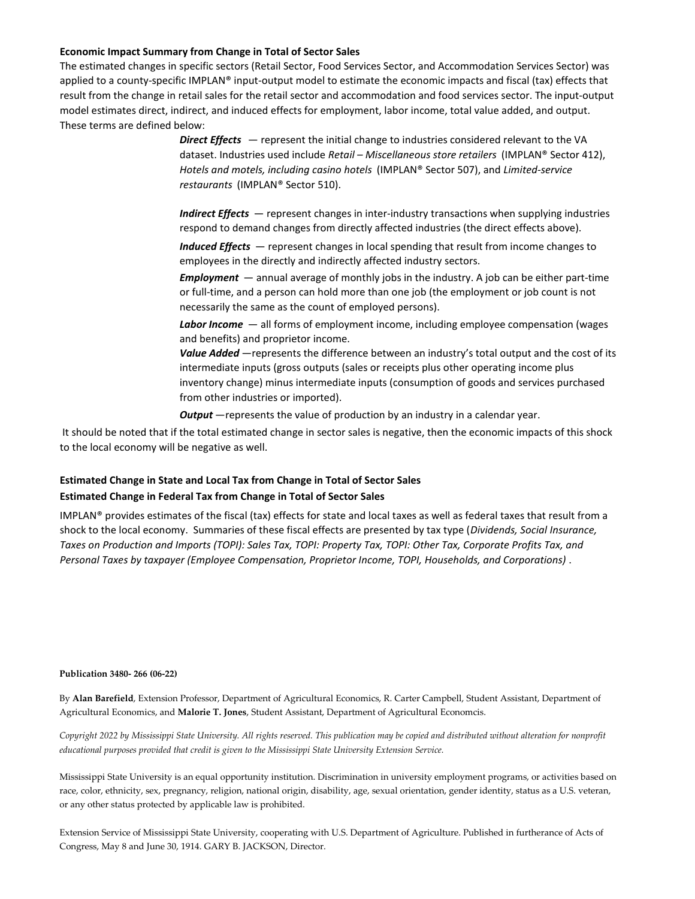**Economic Impact Summary from Change in Total of Sector Sales**

The estimated changes in specific sectors (Retail Sector, Food Services Sector, and Accommodation Services Sector) was applied to a county-specific IMPLAN® input-output model to estimate the economic impacts and fiscal (tax) effects that result from the change in retail sales for the retail sector and accommodation and food services sector. The input-output model estimates direct, indirect, and induced effects for employment, labor income, total value added, and output. These terms are defined below:

***Direct Effects*** — represent the initial change to industries considered relevant to the VA dataset. Industries used include *Retail – Miscellaneous store retailers* (IMPLAN® Sector 412), *Hotels and motels, including casino hotels* (IMPLAN® Sector 507), and *Limited-service restaurants* (IMPLAN® Sector 510).

***Indirect Effects*** — represent changes in inter-industry transactions when supplying industries respond to demand changes from directly affected industries (the direct effects above).

***Induced Effects*** — represent changes in local spending that result from income changes to employees in the directly and indirectly affected industry sectors.

***Employment*** — annual average of monthly jobs in the industry. A job can be either part-time or full-time, and a person can hold more than one job (the employment or job count is not necessarily the same as the count of employed persons).

***Labor Income*** — all forms of employment income, including employee compensation (wages and benefits) and proprietor income.

***Value Added*** —represents the difference between an industry's total output and the cost of its intermediate inputs (gross outputs (sales or receipts plus other operating income plus inventory change) minus intermediate inputs (consumption of goods and services purchased from other industries or imported).

***Output*** —represents the value of production by an industry in a calendar year.

It should be noted that if the total estimated change in sector sales is negative, then the economic impacts of this shock to the local economy will be negative as well.

**Estimated Change in State and Local Tax from Change in Total of Sector Sales**

**Estimated Change in Federal Tax from Change in Total of Sector Sales**

IMPLAN® provides estimates of the fiscal (tax) effects for state and local taxes as well as federal taxes that result from a shock to the local economy. Summaries of these fiscal effects are presented by tax type (*Dividends, Social Insurance, Taxes on Production and Imports (TOPI): Sales Tax, TOPI: Property Tax, TOPI: Other Tax, Corporate Profits Tax, and Personal Taxes by taxpayer (Employee Compensation, Proprietor Income, TOPI, Households, and Corporations)* .

**Publication 3480- 266 (06-22)**

By **Alan Barefield**, Extension Professor, Department of Agricultural Economics, R. Carter Campbell, Student Assistant, Department of Agricultural Economics, and **Malorie T. Jones**, Student Assistant, Department of Agricultural Economcis.

*Copyright 2022 by Mississippi State University. All rights reserved. This publication may be copied and distributed without alteration for nonprofit educational purposes provided that credit is given to the Mississippi State University Extension Service.*

Mississippi State University is an equal opportunity institution. Discrimination in university employment programs, or activities based on race, color, ethnicity, sex, pregnancy, religion, national origin, disability, age, sexual orientation, gender identity, status as a U.S. veteran, or any other status protected by applicable law is prohibited.

Extension Service of Mississippi State University, cooperating with U.S. Department of Agriculture. Published in furtherance of Acts of Congress, May 8 and June 30, 1914. GARY B. JACKSON, Director.